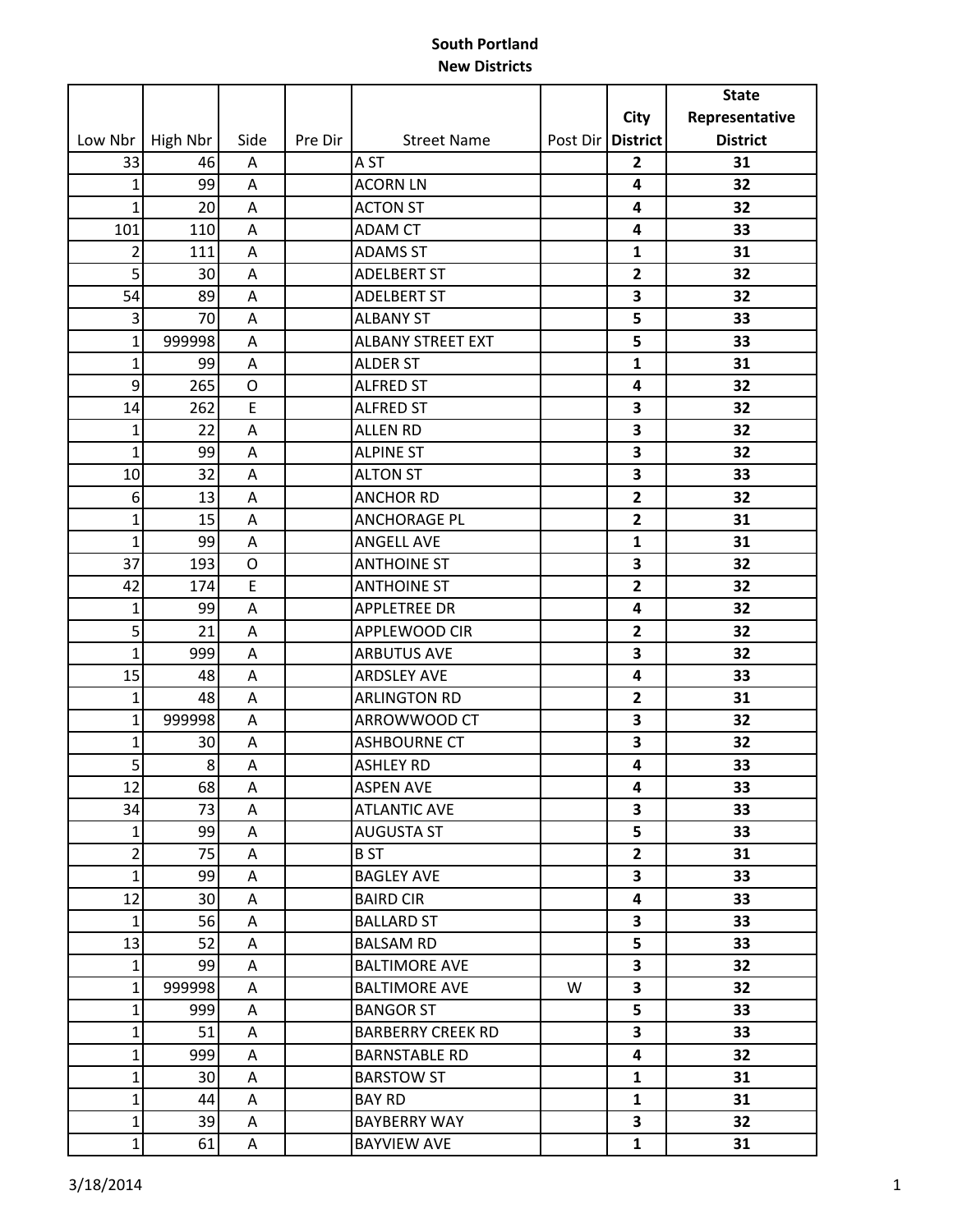# South Portland
## New Districts

| Low Nbr | High Nbr | Side | Pre Dir | Street Name | Post Dir | City District | State Representative District |
|---|---|---|---|---|---|---|---|
| 33 | 46 | A | | A ST | | **2** | **31** |
| 1 | 99 | A | | ACORN LN | | **4** | **32** |
| 1 | 20 | A | | ACTON ST | | **4** | **32** |
| 101 | 110 | A | | ADAM CT | | **4** | **33** |
| 2 | 111 | A | | ADAMS ST | | **1** | **31** |
| 5 | 30 | A | | ADELBERT ST | | **2** | **32** |
| 54 | 89 | A | | ADELBERT ST | | **3** | **32** |
| 3 | 70 | A | | ALBANY ST | | **5** | **33** |
| 1 | 999998 | A | | ALBANY STREET EXT | | **5** | **33** |
| 1 | 99 | A | | ALDER ST | | **1** | **31** |
| 9 | 265 | O | | ALFRED ST | | **4** | **32** |
| 14 | 262 | E | | ALFRED ST | | **3** | **32** |
| 1 | 22 | A | | ALLEN RD | | **3** | **32** |
| 1 | 99 | A | | ALPINE ST | | **3** | **32** |
| 10 | 32 | A | | ALTON ST | | **3** | **33** |
| 6 | 13 | A | | ANCHOR RD | | **2** | **32** |
| 1 | 15 | A | | ANCHORAGE PL | | **2** | **31** |
| 1 | 99 | A | | ANGELL AVE | | **1** | **31** |
| 37 | 193 | O | | ANTHOINE ST | | **3** | **32** |
| 42 | 174 | E | | ANTHOINE ST | | **2** | **32** |
| 1 | 99 | A | | APPLETREE DR | | **4** | **32** |
| 5 | 21 | A | | APPLEWOOD CIR | | **2** | **32** |
| 1 | 999 | A | | ARBUTUS AVE | | **3** | **32** |
| 15 | 48 | A | | ARDSLEY AVE | | **4** | **33** |
| 1 | 48 | A | | ARLINGTON RD | | **2** | **31** |
| 1 | 999998 | A | | ARROWWOOD CT | | **3** | **32** |
| 1 | 30 | A | | ASHBOURNE CT | | **3** | **32** |
| 5 | 8 | A | | ASHLEY RD | | **4** | **33** |
| 12 | 68 | A | | ASPEN AVE | | **4** | **33** |
| 34 | 73 | A | | ATLANTIC AVE | | **3** | **33** |
| 1 | 99 | A | | AUGUSTA ST | | **5** | **33** |
| 2 | 75 | A | | B ST | | **2** | **31** |
| 1 | 99 | A | | BAGLEY AVE | | **3** | **33** |
| 12 | 30 | A | | BAIRD CIR | | **4** | **33** |
| 1 | 56 | A | | BALLARD ST | | **3** | **33** |
| 13 | 52 | A | | BALSAM RD | | **5** | **33** |
| 1 | 99 | A | | BALTIMORE AVE | | **3** | **32** |
| 1 | 999998 | A | | BALTIMORE AVE | W | **3** | **32** |
| 1 | 999 | A | | BANGOR ST | | **5** | **33** |
| 1 | 51 | A | | BARBERRY CREEK RD | | **3** | **33** |
| 1 | 999 | A | | BARNSTABLE RD | | **4** | **32** |
| 1 | 30 | A | | BARSTOW ST | | **1** | **31** |
| 1 | 44 | A | | BAY RD | | **1** | **31** |
| 1 | 39 | A | | BAYBERRY WAY | | **3** | **32** |
| 1 | 61 | A | | BAYVIEW AVE | | **1** | **31** |

3/18/2014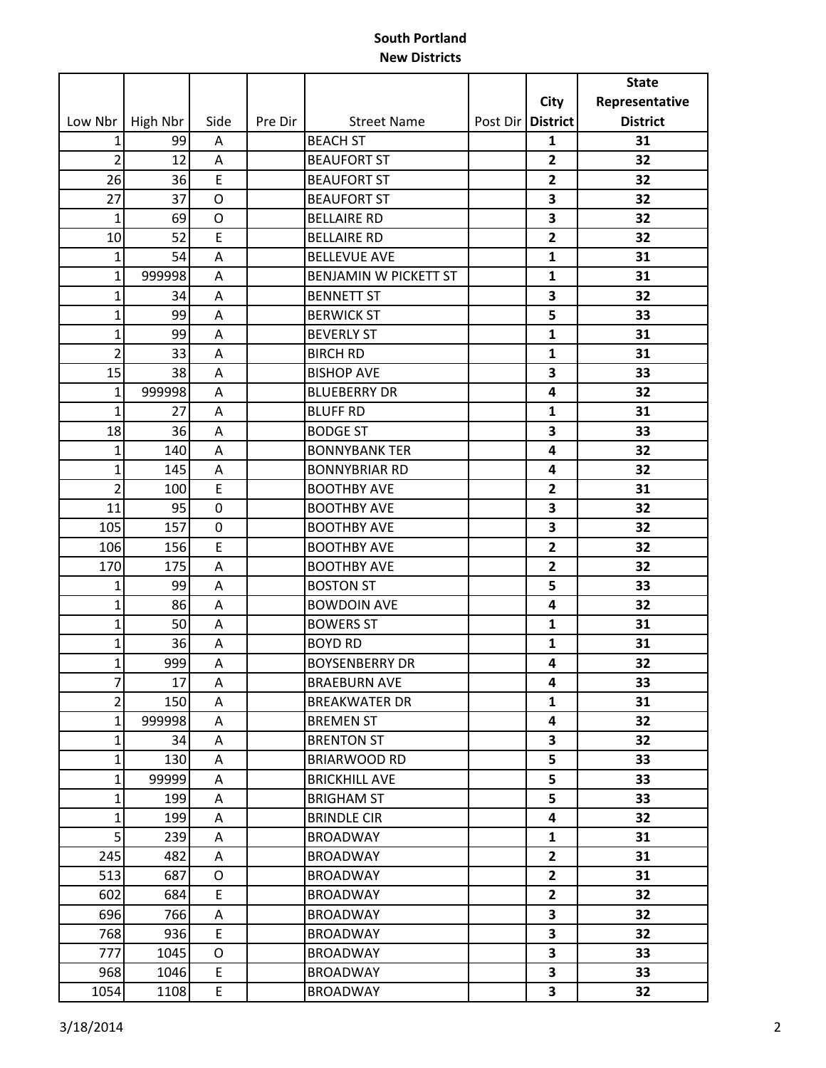**South Portland**
**New Districts**

| Low Nbr | High Nbr | Side | Pre Dir | Street Name | Post Dir | City District | State Representative District |
|---|---|---|---|---|---|---|---|
| 1 | 99 | A | | BEACH ST | | 1 | 31 |
| 2 | 12 | A | | BEAUFORT ST | | 2 | 32 |
| 26 | 36 | E | | BEAUFORT ST | | 2 | 32 |
| 27 | 37 | O | | BEAUFORT ST | | 3 | 32 |
| 1 | 69 | O | | BELLAIRE RD | | 3 | 32 |
| 10 | 52 | E | | BELLAIRE RD | | 2 | 32 |
| 1 | 54 | A | | BELLEVUE AVE | | 1 | 31 |
| 1 | 999998 | A | | BENJAMIN W PICKETT ST | | 1 | 31 |
| 1 | 34 | A | | BENNETT ST | | 3 | 32 |
| 1 | 99 | A | | BERWICK ST | | 5 | 33 |
| 1 | 99 | A | | BEVERLY ST | | 1 | 31 |
| 2 | 33 | A | | BIRCH RD | | 1 | 31 |
| 15 | 38 | A | | BISHOP AVE | | 3 | 33 |
| 1 | 999998 | A | | BLUEBERRY DR | | 4 | 32 |
| 1 | 27 | A | | BLUFF RD | | 1 | 31 |
| 18 | 36 | A | | BODGE ST | | 3 | 33 |
| 1 | 140 | A | | BONNYBANK TER | | 4 | 32 |
| 1 | 145 | A | | BONNYBRIAR RD | | 4 | 32 |
| 2 | 100 | E | | BOOTHBY AVE | | 2 | 31 |
| 11 | 95 | 0 | | BOOTHBY AVE | | 3 | 32 |
| 105 | 157 | 0 | | BOOTHBY AVE | | 3 | 32 |
| 106 | 156 | E | | BOOTHBY AVE | | 2 | 32 |
| 170 | 175 | A | | BOOTHBY AVE | | 2 | 32 |
| 1 | 99 | A | | BOSTON ST | | 5 | 33 |
| 1 | 86 | A | | BOWDOIN AVE | | 4 | 32 |
| 1 | 50 | A | | BOWERS ST | | 1 | 31 |
| 1 | 36 | A | | BOYD RD | | 1 | 31 |
| 1 | 999 | A | | BOYSENBERRY DR | | 4 | 32 |
| 7 | 17 | A | | BRAEBURN AVE | | 4 | 33 |
| 2 | 150 | A | | BREAKWATER DR | | 1 | 31 |
| 1 | 999998 | A | | BREMEN ST | | 4 | 32 |
| 1 | 34 | A | | BRENTON ST | | 3 | 32 |
| 1 | 130 | A | | BRIARWOOD RD | | 5 | 33 |
| 1 | 99999 | A | | BRICKHILL AVE | | 5 | 33 |
| 1 | 199 | A | | BRIGHAM ST | | 5 | 33 |
| 1 | 199 | A | | BRINDLE CIR | | 4 | 32 |
| 5 | 239 | A | | BROADWAY | | 1 | 31 |
| 245 | 482 | A | | BROADWAY | | 2 | 31 |
| 513 | 687 | O | | BROADWAY | | 2 | 31 |
| 602 | 684 | E | | BROADWAY | | 2 | 32 |
| 696 | 766 | A | | BROADWAY | | 3 | 32 |
| 768 | 936 | E | | BROADWAY | | 3 | 32 |
| 777 | 1045 | O | | BROADWAY | | 3 | 33 |
| 968 | 1046 | E | | BROADWAY | | 3 | 33 |
| 1054 | 1108 | E | | BROADWAY | | 3 | 32 |

3/18/2014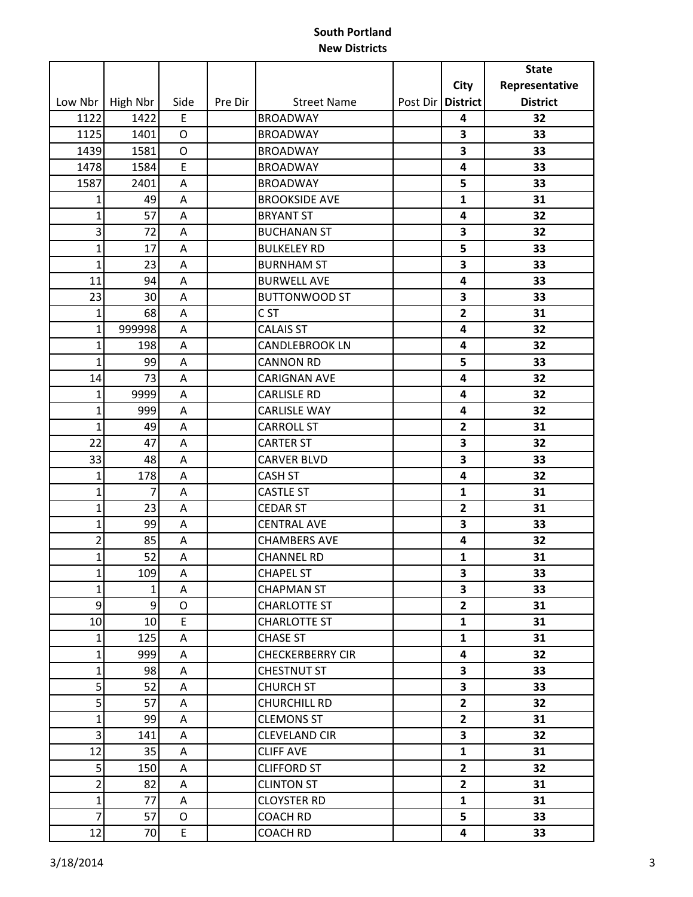**South Portland**
**New Districts**

| Low Nbr | High Nbr | Side | Pre Dir | Street Name | Post Dir | City District | State Representative District |
|---|---|---|---|---|---|---|---|
| 1122 | 1422 | E | | BROADWAY | | 4 | 32 |
| 1125 | 1401 | O | | BROADWAY | | 3 | 33 |
| 1439 | 1581 | O | | BROADWAY | | 3 | 33 |
| 1478 | 1584 | E | | BROADWAY | | 4 | 33 |
| 1587 | 2401 | A | | BROADWAY | | 5 | 33 |
| 1 | 49 | A | | BROOKSIDE AVE | | 1 | 31 |
| 1 | 57 | A | | BRYANT ST | | 4 | 32 |
| 3 | 72 | A | | BUCHANAN ST | | 3 | 32 |
| 1 | 17 | A | | BULKELEY RD | | 5 | 33 |
| 1 | 23 | A | | BURNHAM ST | | 3 | 33 |
| 11 | 94 | A | | BURWELL AVE | | 4 | 33 |
| 23 | 30 | A | | BUTTONWOOD ST | | 3 | 33 |
| 1 | 68 | A | | C ST | | 2 | 31 |
| 1 | 999998 | A | | CALAIS ST | | 4 | 32 |
| 1 | 198 | A | | CANDLEBROOK LN | | 4 | 32 |
| 1 | 99 | A | | CANNON RD | | 5 | 33 |
| 14 | 73 | A | | CARIGNAN AVE | | 4 | 32 |
| 1 | 9999 | A | | CARLISLE RD | | 4 | 32 |
| 1 | 999 | A | | CARLISLE WAY | | 4 | 32 |
| 1 | 49 | A | | CARROLL ST | | 2 | 31 |
| 22 | 47 | A | | CARTER ST | | 3 | 32 |
| 33 | 48 | A | | CARVER BLVD | | 3 | 33 |
| 1 | 178 | A | | CASH ST | | 4 | 32 |
| 1 | 7 | A | | CASTLE ST | | 1 | 31 |
| 1 | 23 | A | | CEDAR ST | | 2 | 31 |
| 1 | 99 | A | | CENTRAL AVE | | 3 | 33 |
| 2 | 85 | A | | CHAMBERS AVE | | 4 | 32 |
| 1 | 52 | A | | CHANNEL RD | | 1 | 31 |
| 1 | 109 | A | | CHAPEL ST | | 3 | 33 |
| 1 | 1 | A | | CHAPMAN ST | | 3 | 33 |
| 9 | 9 | O | | CHARLOTTE ST | | 2 | 31 |
| 10 | 10 | E | | CHARLOTTE ST | | 1 | 31 |
| 1 | 125 | A | | CHASE ST | | 1 | 31 |
| 1 | 999 | A | | CHECKERBERRY CIR | | 4 | 32 |
| 1 | 98 | A | | CHESTNUT ST | | 3 | 33 |
| 5 | 52 | A | | CHURCH ST | | 3 | 33 |
| 5 | 57 | A | | CHURCHILL RD | | 2 | 32 |
| 1 | 99 | A | | CLEMONS ST | | 2 | 31 |
| 3 | 141 | A | | CLEVELAND CIR | | 3 | 32 |
| 12 | 35 | A | | CLIFF AVE | | 1 | 31 |
| 5 | 150 | A | | CLIFFORD ST | | 2 | 32 |
| 2 | 82 | A | | CLINTON ST | | 2 | 31 |
| 1 | 77 | A | | CLOYSTER RD | | 1 | 31 |
| 7 | 57 | O | | COACH RD | | 5 | 33 |
| 12 | 70 | E | | COACH RD | | 4 | 33 |

3/18/2014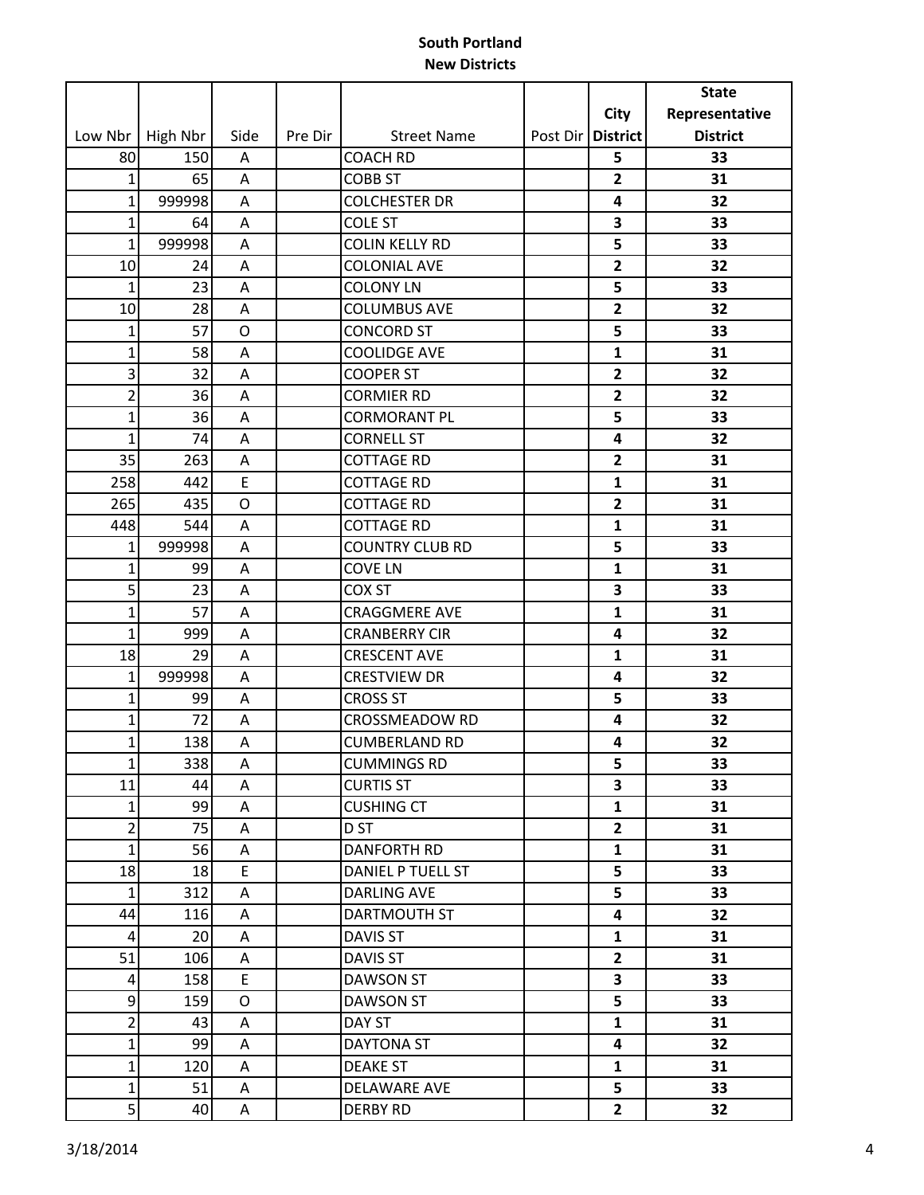**South Portland**
**New Districts**

| Low Nbr | High Nbr | Side | Pre Dir | Street Name | Post Dir | City District | State Representative District |
|---|---|---|---|---|---|---|---|
| 80 | 150 | A | | COACH RD | | 5 | 33 |
| 1 | 65 | A | | COBB ST | | 2 | 31 |
| 1 | 999998 | A | | COLCHESTER DR | | 4 | 32 |
| 1 | 64 | A | | COLE ST | | 3 | 33 |
| 1 | 999998 | A | | COLIN KELLY RD | | 5 | 33 |
| 10 | 24 | A | | COLONIAL AVE | | 2 | 32 |
| 1 | 23 | A | | COLONY LN | | 5 | 33 |
| 10 | 28 | A | | COLUMBUS AVE | | 2 | 32 |
| 1 | 57 | O | | CONCORD ST | | 5 | 33 |
| 1 | 58 | A | | COOLIDGE AVE | | 1 | 31 |
| 3 | 32 | A | | COOPER ST | | 2 | 32 |
| 2 | 36 | A | | CORMIER RD | | 2 | 32 |
| 1 | 36 | A | | CORMORANT PL | | 5 | 33 |
| 1 | 74 | A | | CORNELL ST | | 4 | 32 |
| 35 | 263 | A | | COTTAGE RD | | 2 | 31 |
| 258 | 442 | E | | COTTAGE RD | | 1 | 31 |
| 265 | 435 | O | | COTTAGE RD | | 2 | 31 |
| 448 | 544 | A | | COTTAGE RD | | 1 | 31 |
| 1 | 999998 | A | | COUNTRY CLUB RD | | 5 | 33 |
| 1 | 99 | A | | COVE LN | | 1 | 31 |
| 5 | 23 | A | | COX ST | | 3 | 33 |
| 1 | 57 | A | | CRAGGMERE AVE | | 1 | 31 |
| 1 | 999 | A | | CRANBERRY CIR | | 4 | 32 |
| 18 | 29 | A | | CRESCENT AVE | | 1 | 31 |
| 1 | 999998 | A | | CRESTVIEW DR | | 4 | 32 |
| 1 | 99 | A | | CROSS ST | | 5 | 33 |
| 1 | 72 | A | | CROSSMEADOW RD | | 4 | 32 |
| 1 | 138 | A | | CUMBERLAND RD | | 4 | 32 |
| 1 | 338 | A | | CUMMINGS RD | | 5 | 33 |
| 11 | 44 | A | | CURTIS ST | | 3 | 33 |
| 1 | 99 | A | | CUSHING CT | | 1 | 31 |
| 2 | 75 | A | | D ST | | 2 | 31 |
| 1 | 56 | A | | DANFORTH RD | | 1 | 31 |
| 18 | 18 | E | | DANIEL P TUELL ST | | 5 | 33 |
| 1 | 312 | A | | DARLING AVE | | 5 | 33 |
| 44 | 116 | A | | DARTMOUTH ST | | 4 | 32 |
| 4 | 20 | A | | DAVIS ST | | 1 | 31 |
| 51 | 106 | A | | DAVIS ST | | 2 | 31 |
| 4 | 158 | E | | DAWSON ST | | 3 | 33 |
| 9 | 159 | O | | DAWSON ST | | 5 | 33 |
| 2 | 43 | A | | DAY ST | | 1 | 31 |
| 1 | 99 | A | | DAYTONA ST | | 4 | 32 |
| 1 | 120 | A | | DEAKE ST | | 1 | 31 |
| 1 | 51 | A | | DELAWARE AVE | | 5 | 33 |
| 5 | 40 | A | | DERBY RD | | 2 | 32 |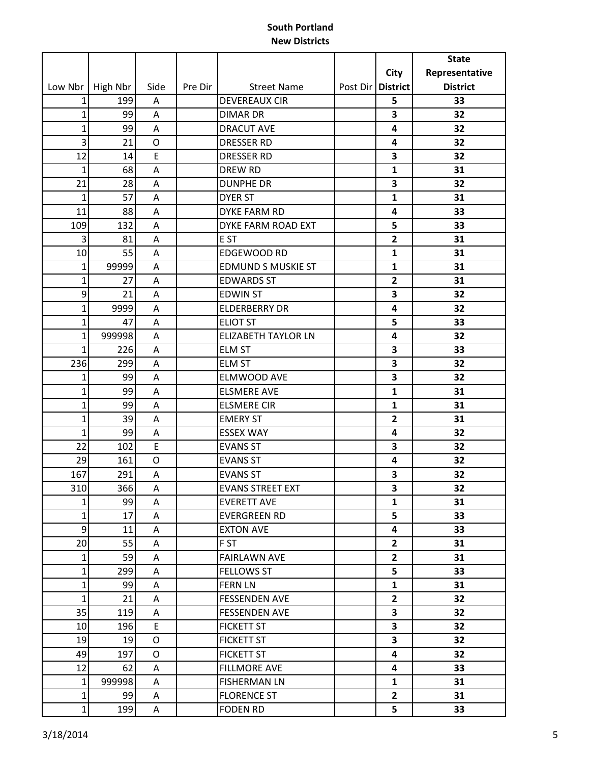**South Portland**
**New Districts**

| Low Nbr | High Nbr | Side | Pre Dir | Street Name | Post Dir | City District | State Representative District |
|---|---|---|---|---|---|---|---|
| 1 | 199 | A | | DEVEREAUX CIR | | 5 | 33 |
| 1 | 99 | A | | DIMAR DR | | 3 | 32 |
| 1 | 99 | A | | DRACUT AVE | | 4 | 32 |
| 3 | 21 | O | | DRESSER RD | | 4 | 32 |
| 12 | 14 | E | | DRESSER RD | | 3 | 32 |
| 1 | 68 | A | | DREW RD | | 1 | 31 |
| 21 | 28 | A | | DUNPHE DR | | 3 | 32 |
| 1 | 57 | A | | DYER ST | | 1 | 31 |
| 11 | 88 | A | | DYKE FARM RD | | 4 | 33 |
| 109 | 132 | A | | DYKE FARM ROAD EXT | | 5 | 33 |
| 3 | 81 | A | | E ST | | 2 | 31 |
| 10 | 55 | A | | EDGEWOOD RD | | 1 | 31 |
| 1 | 99999 | A | | EDMUND S MUSKIE ST | | 1 | 31 |
| 1 | 27 | A | | EDWARDS ST | | 2 | 31 |
| 9 | 21 | A | | EDWIN ST | | 3 | 32 |
| 1 | 9999 | A | | ELDERBERRY DR | | 4 | 32 |
| 1 | 47 | A | | ELIOT ST | | 5 | 33 |
| 1 | 999998 | A | | ELIZABETH TAYLOR LN | | 4 | 32 |
| 1 | 226 | A | | ELM ST | | 3 | 33 |
| 236 | 299 | A | | ELM ST | | 3 | 32 |
| 1 | 99 | A | | ELMWOOD AVE | | 3 | 32 |
| 1 | 99 | A | | ELSMERE AVE | | 1 | 31 |
| 1 | 99 | A | | ELSMERE CIR | | 1 | 31 |
| 1 | 39 | A | | EMERY ST | | 2 | 31 |
| 1 | 99 | A | | ESSEX WAY | | 4 | 32 |
| 22 | 102 | E | | EVANS ST | | 3 | 32 |
| 29 | 161 | O | | EVANS ST | | 4 | 32 |
| 167 | 291 | A | | EVANS ST | | 3 | 32 |
| 310 | 366 | A | | EVANS STREET EXT | | 3 | 32 |
| 1 | 99 | A | | EVERETT AVE | | 1 | 31 |
| 1 | 17 | A | | EVERGREEN RD | | 5 | 33 |
| 9 | 11 | A | | EXTON AVE | | 4 | 33 |
| 20 | 55 | A | | F ST | | 2 | 31 |
| 1 | 59 | A | | FAIRLAWN AVE | | 2 | 31 |
| 1 | 299 | A | | FELLOWS ST | | 5 | 33 |
| 1 | 99 | A | | FERN LN | | 1 | 31 |
| 1 | 21 | A | | FESSENDEN AVE | | 2 | 32 |
| 35 | 119 | A | | FESSENDEN AVE | | 3 | 32 |
| 10 | 196 | E | | FICKETT ST | | 3 | 32 |
| 19 | 19 | O | | FICKETT ST | | 3 | 32 |
| 49 | 197 | O | | FICKETT ST | | 4 | 32 |
| 12 | 62 | A | | FILLMORE AVE | | 4 | 33 |
| 1 | 999998 | A | | FISHERMAN LN | | 1 | 31 |
| 1 | 99 | A | | FLORENCE ST | | 2 | 31 |
| 1 | 199 | A | | FODEN RD | | 5 | 33 |

3/18/2014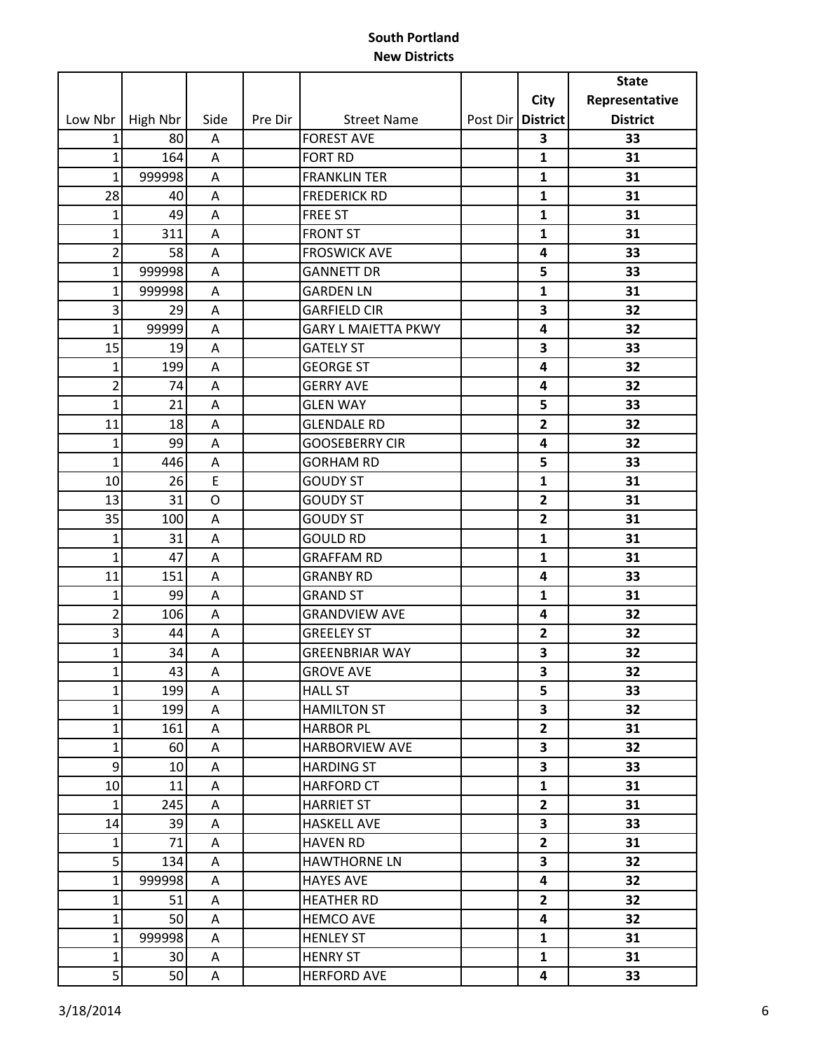**South Portland**
**New Districts**

| Low Nbr | High Nbr | Side | Pre Dir | Street Name | Post Dir | City District | State Representative District |
|---|---|---|---|---|---|---|---|
| 1 | 80 | A | | FOREST AVE | | 3 | 33 |
| 1 | 164 | A | | FORT RD | | 1 | 31 |
| 1 | 999998 | A | | FRANKLIN TER | | 1 | 31 |
| 28 | 40 | A | | FREDERICK RD | | 1 | 31 |
| 1 | 49 | A | | FREE ST | | 1 | 31 |
| 1 | 311 | A | | FRONT ST | | 1 | 31 |
| 2 | 58 | A | | FROSWICK AVE | | 4 | 33 |
| 1 | 999998 | A | | GANNETT DR | | 5 | 33 |
| 1 | 999998 | A | | GARDEN LN | | 1 | 31 |
| 3 | 29 | A | | GARFIELD CIR | | 3 | 32 |
| 1 | 99999 | A | | GARY L MAIETTA PKWY | | 4 | 32 |
| 15 | 19 | A | | GATELY ST | | 3 | 33 |
| 1 | 199 | A | | GEORGE ST | | 4 | 32 |
| 2 | 74 | A | | GERRY AVE | | 4 | 32 |
| 1 | 21 | A | | GLEN WAY | | 5 | 33 |
| 11 | 18 | A | | GLENDALE RD | | 2 | 32 |
| 1 | 99 | A | | GOOSEBERRY CIR | | 4 | 32 |
| 1 | 446 | A | | GORHAM RD | | 5 | 33 |
| 10 | 26 | E | | GOUDY ST | | 1 | 31 |
| 13 | 31 | O | | GOUDY ST | | 2 | 31 |
| 35 | 100 | A | | GOUDY ST | | 2 | 31 |
| 1 | 31 | A | | GOULD RD | | 1 | 31 |
| 1 | 47 | A | | GRAFFAM RD | | 1 | 31 |
| 11 | 151 | A | | GRANBY RD | | 4 | 33 |
| 1 | 99 | A | | GRAND ST | | 1 | 31 |
| 2 | 106 | A | | GRANDVIEW AVE | | 4 | 32 |
| 3 | 44 | A | | GREELEY ST | | 2 | 32 |
| 1 | 34 | A | | GREENBRIAR WAY | | 3 | 32 |
| 1 | 43 | A | | GROVE AVE | | 3 | 32 |
| 1 | 199 | A | | HALL ST | | 5 | 33 |
| 1 | 199 | A | | HAMILTON ST | | 3 | 32 |
| 1 | 161 | A | | HARBOR PL | | 2 | 31 |
| 1 | 60 | A | | HARBORVIEW AVE | | 3 | 32 |
| 9 | 10 | A | | HARDING ST | | 3 | 33 |
| 10 | 11 | A | | HARFORD CT | | 1 | 31 |
| 1 | 245 | A | | HARRIET ST | | 2 | 31 |
| 14 | 39 | A | | HASKELL AVE | | 3 | 33 |
| 1 | 71 | A | | HAVEN RD | | 2 | 31 |
| 5 | 134 | A | | HAWTHORNE LN | | 3 | 32 |
| 1 | 999998 | A | | HAYES AVE | | 4 | 32 |
| 1 | 51 | A | | HEATHER RD | | 2 | 32 |
| 1 | 50 | A | | HEMCO AVE | | 4 | 32 |
| 1 | 999998 | A | | HENLEY ST | | 1 | 31 |
| 1 | 30 | A | | HENRY ST | | 1 | 31 |
| 5 | 50 | A | | HERFORD AVE | | 4 | 33 |

3/18/2014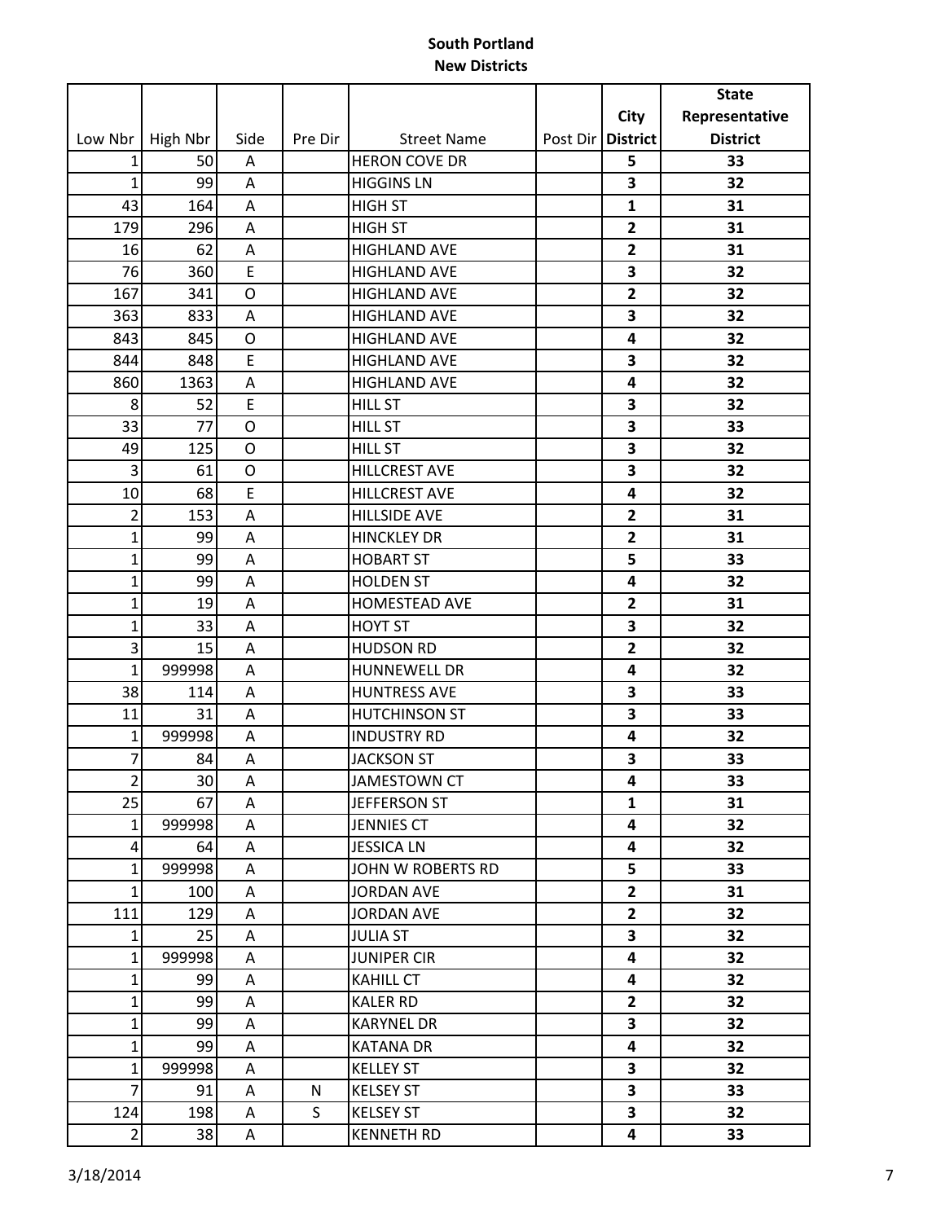**South Portland**
**New Districts**

| Low Nbr | High Nbr | Side | Pre Dir | Street Name | Post Dir | City District | State Representative District |
|---|---|---|---|---|---|---|---|
| 1 | 50 | A | | HERON COVE DR | | 5 | 33 |
| 1 | 99 | A | | HIGGINS LN | | 3 | 32 |
| 43 | 164 | A | | HIGH ST | | 1 | 31 |
| 179 | 296 | A | | HIGH ST | | 2 | 31 |
| 16 | 62 | A | | HIGHLAND AVE | | 2 | 31 |
| 76 | 360 | E | | HIGHLAND AVE | | 3 | 32 |
| 167 | 341 | O | | HIGHLAND AVE | | 2 | 32 |
| 363 | 833 | A | | HIGHLAND AVE | | 3 | 32 |
| 843 | 845 | O | | HIGHLAND AVE | | 4 | 32 |
| 844 | 848 | E | | HIGHLAND AVE | | 3 | 32 |
| 860 | 1363 | A | | HIGHLAND AVE | | 4 | 32 |
| 8 | 52 | E | | HILL ST | | 3 | 32 |
| 33 | 77 | O | | HILL ST | | 3 | 33 |
| 49 | 125 | O | | HILL ST | | 3 | 32 |
| 3 | 61 | O | | HILLCREST AVE | | 3 | 32 |
| 10 | 68 | E | | HILLCREST AVE | | 4 | 32 |
| 2 | 153 | A | | HILLSIDE AVE | | 2 | 31 |
| 1 | 99 | A | | HINCKLEY DR | | 2 | 31 |
| 1 | 99 | A | | HOBART ST | | 5 | 33 |
| 1 | 99 | A | | HOLDEN ST | | 4 | 32 |
| 1 | 19 | A | | HOMESTEAD AVE | | 2 | 31 |
| 1 | 33 | A | | HOYT ST | | 3 | 32 |
| 3 | 15 | A | | HUDSON RD | | 2 | 32 |
| 1 | 999998 | A | | HUNNEWELL DR | | 4 | 32 |
| 38 | 114 | A | | HUNTRESS AVE | | 3 | 33 |
| 11 | 31 | A | | HUTCHINSON ST | | 3 | 33 |
| 1 | 999998 | A | | INDUSTRY RD | | 4 | 32 |
| 7 | 84 | A | | JACKSON ST | | 3 | 33 |
| 2 | 30 | A | | JAMESTOWN CT | | 4 | 33 |
| 25 | 67 | A | | JEFFERSON ST | | 1 | 31 |
| 1 | 999998 | A | | JENNIES CT | | 4 | 32 |
| 4 | 64 | A | | JESSICA LN | | 4 | 32 |
| 1 | 999998 | A | | JOHN W ROBERTS RD | | 5 | 33 |
| 1 | 100 | A | | JORDAN AVE | | 2 | 31 |
| 111 | 129 | A | | JORDAN AVE | | 2 | 32 |
| 1 | 25 | A | | JULIA ST | | 3 | 32 |
| 1 | 999998 | A | | JUNIPER CIR | | 4 | 32 |
| 1 | 99 | A | | KAHILL CT | | 4 | 32 |
| 1 | 99 | A | | KALER RD | | 2 | 32 |
| 1 | 99 | A | | KARYNEL DR | | 3 | 32 |
| 1 | 99 | A | | KATANA DR | | 4 | 32 |
| 1 | 999998 | A | | KELLEY ST | | 3 | 32 |
| 7 | 91 | A | N | KELSEY ST | | 3 | 33 |
| 124 | 198 | A | S | KELSEY ST | | 3 | 32 |
| 2 | 38 | A | | KENNETH RD | | 4 | 33 |

3/18/2014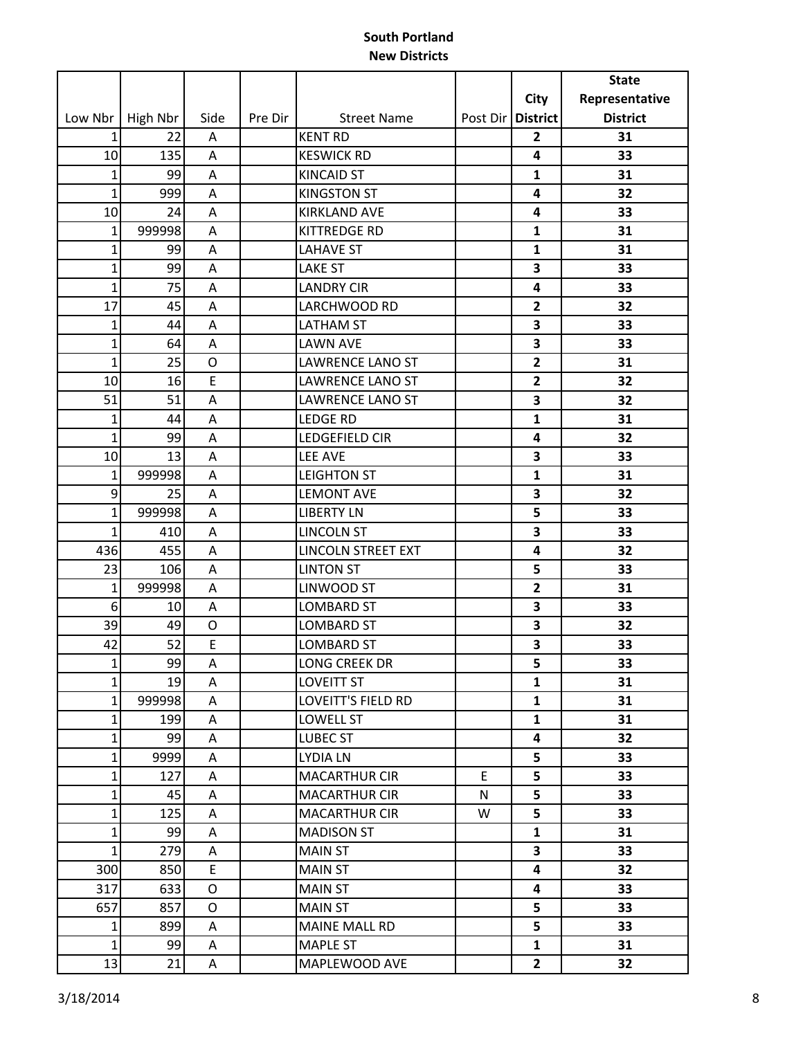**South Portland**
**New Districts**

| Low Nbr | High Nbr | Side | Pre Dir | Street Name | Post Dir | City District | State Representative District |
|---|---|---|---|---|---|---|---|
| 1 | 22 | A | | KENT RD | | 2 | 31 |
| 10 | 135 | A | | KESWICK RD | | 4 | 33 |
| 1 | 99 | A | | KINCAID ST | | 1 | 31 |
| 1 | 999 | A | | KINGSTON ST | | 4 | 32 |
| 10 | 24 | A | | KIRKLAND AVE | | 4 | 33 |
| 1 | 999998 | A | | KITTREDGE RD | | 1 | 31 |
| 1 | 99 | A | | LAHAVE ST | | 1 | 31 |
| 1 | 99 | A | | LAKE ST | | 3 | 33 |
| 1 | 75 | A | | LANDRY CIR | | 4 | 33 |
| 17 | 45 | A | | LARCHWOOD RD | | 2 | 32 |
| 1 | 44 | A | | LATHAM ST | | 3 | 33 |
| 1 | 64 | A | | LAWN AVE | | 3 | 33 |
| 1 | 25 | O | | LAWRENCE LANO ST | | 2 | 31 |
| 10 | 16 | E | | LAWRENCE LANO ST | | 2 | 32 |
| 51 | 51 | A | | LAWRENCE LANO ST | | 3 | 32 |
| 1 | 44 | A | | LEDGE RD | | 1 | 31 |
| 1 | 99 | A | | LEDGEFIELD CIR | | 4 | 32 |
| 10 | 13 | A | | LEE AVE | | 3 | 33 |
| 1 | 999998 | A | | LEIGHTON ST | | 1 | 31 |
| 9 | 25 | A | | LEMONT AVE | | 3 | 32 |
| 1 | 999998 | A | | LIBERTY LN | | 5 | 33 |
| 1 | 410 | A | | LINCOLN ST | | 3 | 33 |
| 436 | 455 | A | | LINCOLN STREET EXT | | 4 | 32 |
| 23 | 106 | A | | LINTON ST | | 5 | 33 |
| 1 | 999998 | A | | LINWOOD ST | | 2 | 31 |
| 6 | 10 | A | | LOMBARD ST | | 3 | 33 |
| 39 | 49 | O | | LOMBARD ST | | 3 | 32 |
| 42 | 52 | E | | LOMBARD ST | | 3 | 33 |
| 1 | 99 | A | | LONG CREEK DR | | 5 | 33 |
| 1 | 19 | A | | LOVEITT ST | | 1 | 31 |
| 1 | 999998 | A | | LOVEITT'S FIELD RD | | 1 | 31 |
| 1 | 199 | A | | LOWELL ST | | 1 | 31 |
| 1 | 99 | A | | LUBEC ST | | 4 | 32 |
| 1 | 9999 | A | | LYDIA LN | | 5 | 33 |
| 1 | 127 | A | | MACARTHUR CIR | E | 5 | 33 |
| 1 | 45 | A | | MACARTHUR CIR | N | 5 | 33 |
| 1 | 125 | A | | MACARTHUR CIR | W | 5 | 33 |
| 1 | 99 | A | | MADISON ST | | 1 | 31 |
| 1 | 279 | A | | MAIN ST | | 3 | 33 |
| 300 | 850 | E | | MAIN ST | | 4 | 32 |
| 317 | 633 | O | | MAIN ST | | 4 | 33 |
| 657 | 857 | O | | MAIN ST | | 5 | 33 |
| 1 | 899 | A | | MAINE MALL RD | | 5 | 33 |
| 1 | 99 | A | | MAPLE ST | | 1 | 31 |
| 13 | 21 | A | | MAPLEWOOD AVE | | 2 | 32 |

3/18/2014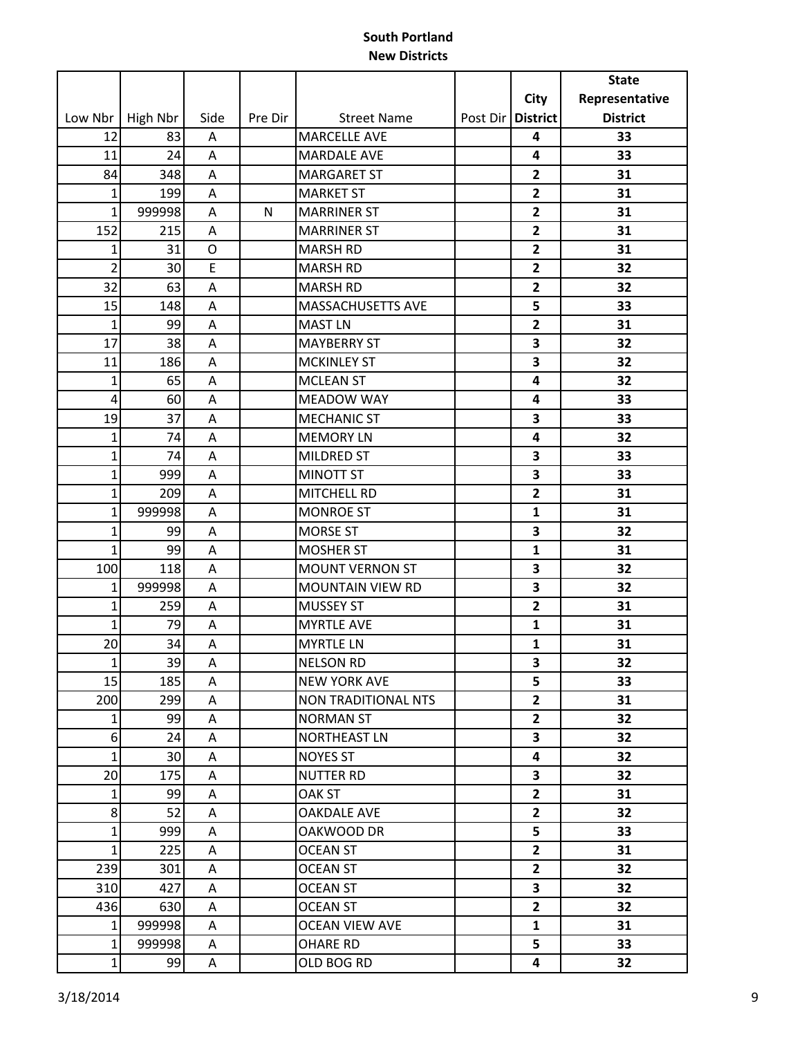**South Portland**
**New Districts**

| Low Nbr | High Nbr | Side | Pre Dir | Street Name | Post Dir | City District | State Representative District |
|---|---|---|---|---|---|---|---|
| 12 | 83 | A | | MARCELLE AVE | | 4 | 33 |
| 11 | 24 | A | | MARDALE AVE | | 4 | 33 |
| 84 | 348 | A | | MARGARET ST | | 2 | 31 |
| 1 | 199 | A | | MARKET ST | | 2 | 31 |
| 1 | 999998 | A | N | MARRINER ST | | 2 | 31 |
| 152 | 215 | A | | MARRINER ST | | 2 | 31 |
| 1 | 31 | O | | MARSH RD | | 2 | 31 |
| 2 | 30 | E | | MARSH RD | | 2 | 32 |
| 32 | 63 | A | | MARSH RD | | 2 | 32 |
| 15 | 148 | A | | MASSACHUSETTS AVE | | 5 | 33 |
| 1 | 99 | A | | MAST LN | | 2 | 31 |
| 17 | 38 | A | | MAYBERRY ST | | 3 | 32 |
| 11 | 186 | A | | MCKINLEY ST | | 3 | 32 |
| 1 | 65 | A | | MCLEAN ST | | 4 | 32 |
| 4 | 60 | A | | MEADOW WAY | | 4 | 33 |
| 19 | 37 | A | | MECHANIC ST | | 3 | 33 |
| 1 | 74 | A | | MEMORY LN | | 4 | 32 |
| 1 | 74 | A | | MILDRED ST | | 3 | 33 |
| 1 | 999 | A | | MINOTT ST | | 3 | 33 |
| 1 | 209 | A | | MITCHELL RD | | 2 | 31 |
| 1 | 999998 | A | | MONROE ST | | 1 | 31 |
| 1 | 99 | A | | MORSE ST | | 3 | 32 |
| 1 | 99 | A | | MOSHER ST | | 1 | 31 |
| 100 | 118 | A | | MOUNT VERNON ST | | 3 | 32 |
| 1 | 999998 | A | | MOUNTAIN VIEW RD | | 3 | 32 |
| 1 | 259 | A | | MUSSEY ST | | 2 | 31 |
| 1 | 79 | A | | MYRTLE AVE | | 1 | 31 |
| 20 | 34 | A | | MYRTLE LN | | 1 | 31 |
| 1 | 39 | A | | NELSON RD | | 3 | 32 |
| 15 | 185 | A | | NEW YORK AVE | | 5 | 33 |
| 200 | 299 | A | | NON TRADITIONAL NTS | | 2 | 31 |
| 1 | 99 | A | | NORMAN ST | | 2 | 32 |
| 6 | 24 | A | | NORTHEAST LN | | 3 | 32 |
| 1 | 30 | A | | NOYES ST | | 4 | 32 |
| 20 | 175 | A | | NUTTER RD | | 3 | 32 |
| 1 | 99 | A | | OAK ST | | 2 | 31 |
| 8 | 52 | A | | OAKDALE AVE | | 2 | 32 |
| 1 | 999 | A | | OAKWOOD DR | | 5 | 33 |
| 1 | 225 | A | | OCEAN ST | | 2 | 31 |
| 239 | 301 | A | | OCEAN ST | | 2 | 32 |
| 310 | 427 | A | | OCEAN ST | | 3 | 32 |
| 436 | 630 | A | | OCEAN ST | | 2 | 32 |
| 1 | 999998 | A | | OCEAN VIEW AVE | | 1 | 31 |
| 1 | 999998 | A | | OHARE RD | | 5 | 33 |
| 1 | 99 | A | | OLD BOG RD | | 4 | 32 |

3/18/2014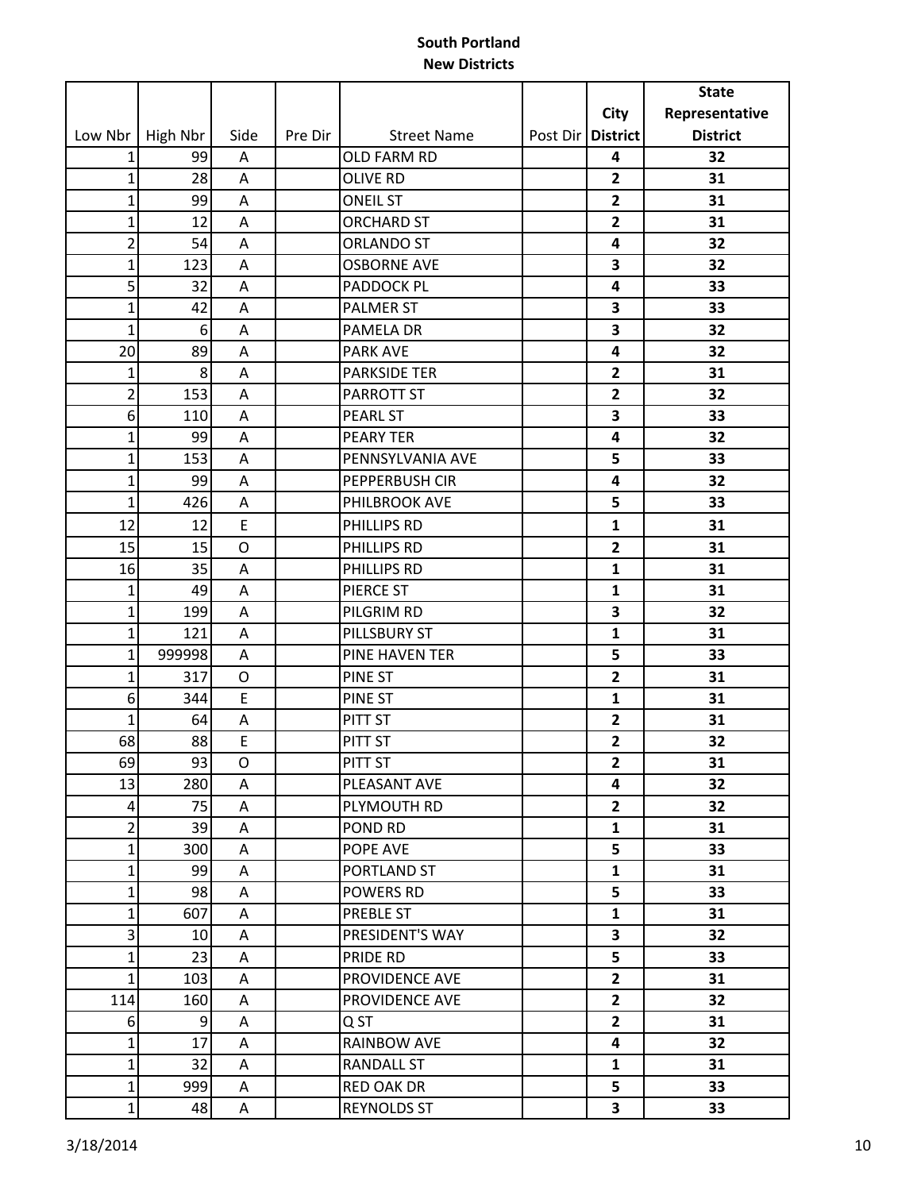**South Portland**
**New Districts**

| Low Nbr | High Nbr | Side | Pre Dir | Street Name | Post Dir | City District | State Representative District |
|---|---|---|---|---|---|---|---|
| 1 | 99 | A | | OLD FARM RD | | 4 | 32 |
| 1 | 28 | A | | OLIVE RD | | 2 | 31 |
| 1 | 99 | A | | ONEIL ST | | 2 | 31 |
| 1 | 12 | A | | ORCHARD ST | | 2 | 31 |
| 2 | 54 | A | | ORLANDO ST | | 4 | 32 |
| 1 | 123 | A | | OSBORNE AVE | | 3 | 32 |
| 5 | 32 | A | | PADDOCK PL | | 4 | 33 |
| 1 | 42 | A | | PALMER ST | | 3 | 33 |
| 1 | 6 | A | | PAMELA DR | | 3 | 32 |
| 20 | 89 | A | | PARK AVE | | 4 | 32 |
| 1 | 8 | A | | PARKSIDE TER | | 2 | 31 |
| 2 | 153 | A | | PARROTT ST | | 2 | 32 |
| 6 | 110 | A | | PEARL ST | | 3 | 33 |
| 1 | 99 | A | | PEARY TER | | 4 | 32 |
| 1 | 153 | A | | PENNSYLVANIA AVE | | 5 | 33 |
| 1 | 99 | A | | PEPPERBUSH CIR | | 4 | 32 |
| 1 | 426 | A | | PHILBROOK AVE | | 5 | 33 |
| 12 | 12 | E | | PHILLIPS RD | | 1 | 31 |
| 15 | 15 | O | | PHILLIPS RD | | 2 | 31 |
| 16 | 35 | A | | PHILLIPS RD | | 1 | 31 |
| 1 | 49 | A | | PIERCE ST | | 1 | 31 |
| 1 | 199 | A | | PILGRIM RD | | 3 | 32 |
| 1 | 121 | A | | PILLSBURY ST | | 1 | 31 |
| 1 | 999998 | A | | PINE HAVEN TER | | 5 | 33 |
| 1 | 317 | O | | PINE ST | | 2 | 31 |
| 6 | 344 | E | | PINE ST | | 1 | 31 |
| 1 | 64 | A | | PITT ST | | 2 | 31 |
| 68 | 88 | E | | PITT ST | | 2 | 32 |
| 69 | 93 | O | | PITT ST | | 2 | 31 |
| 13 | 280 | A | | PLEASANT AVE | | 4 | 32 |
| 4 | 75 | A | | PLYMOUTH RD | | 2 | 32 |
| 2 | 39 | A | | POND RD | | 1 | 31 |
| 1 | 300 | A | | POPE AVE | | 5 | 33 |
| 1 | 99 | A | | PORTLAND ST | | 1 | 31 |
| 1 | 98 | A | | POWERS RD | | 5 | 33 |
| 1 | 607 | A | | PREBLE ST | | 1 | 31 |
| 3 | 10 | A | | PRESIDENT'S WAY | | 3 | 32 |
| 1 | 23 | A | | PRIDE RD | | 5 | 33 |
| 1 | 103 | A | | PROVIDENCE AVE | | 2 | 31 |
| 114 | 160 | A | | PROVIDENCE AVE | | 2 | 32 |
| 6 | 9 | A | | Q ST | | 2 | 31 |
| 1 | 17 | A | | RAINBOW AVE | | 4 | 32 |
| 1 | 32 | A | | RANDALL ST | | 1 | 31 |
| 1 | 999 | A | | RED OAK DR | | 5 | 33 |
| 1 | 48 | A | | REYNOLDS ST | | 3 | 33 |

3/18/2014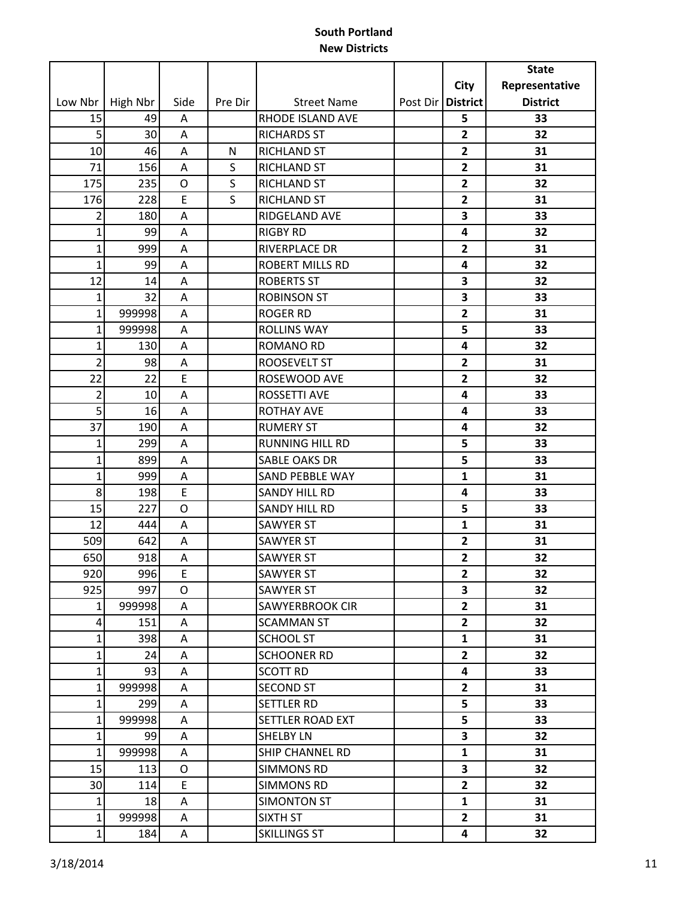**South Portland**
**New Districts**

| Low Nbr | High Nbr | Side | Pre Dir | Street Name | Post Dir | City District | State Representative District |
|---|---|---|---|---|---|---|---|
| 15 | 49 | A | | RHODE ISLAND AVE | | 5 | 33 |
| 5 | 30 | A | | RICHARDS ST | | 2 | 32 |
| 10 | 46 | A | N | RICHLAND ST | | 2 | 31 |
| 71 | 156 | A | S | RICHLAND ST | | 2 | 31 |
| 175 | 235 | O | S | RICHLAND ST | | 2 | 32 |
| 176 | 228 | E | S | RICHLAND ST | | 2 | 31 |
| 2 | 180 | A | | RIDGELAND AVE | | 3 | 33 |
| 1 | 99 | A | | RIGBY RD | | 4 | 32 |
| 1 | 999 | A | | RIVERPLACE DR | | 2 | 31 |
| 1 | 99 | A | | ROBERT MILLS RD | | 4 | 32 |
| 12 | 14 | A | | ROBERTS ST | | 3 | 32 |
| 1 | 32 | A | | ROBINSON ST | | 3 | 33 |
| 1 | 999998 | A | | ROGER RD | | 2 | 31 |
| 1 | 999998 | A | | ROLLINS WAY | | 5 | 33 |
| 1 | 130 | A | | ROMANO RD | | 4 | 32 |
| 2 | 98 | A | | ROOSEVELT ST | | 2 | 31 |
| 22 | 22 | E | | ROSEWOOD AVE | | 2 | 32 |
| 2 | 10 | A | | ROSSETTI AVE | | 4 | 33 |
| 5 | 16 | A | | ROTHAY AVE | | 4 | 33 |
| 37 | 190 | A | | RUMERY ST | | 4 | 32 |
| 1 | 299 | A | | RUNNING HILL RD | | 5 | 33 |
| 1 | 899 | A | | SABLE OAKS DR | | 5 | 33 |
| 1 | 999 | A | | SAND PEBBLE WAY | | 1 | 31 |
| 8 | 198 | E | | SANDY HILL RD | | 4 | 33 |
| 15 | 227 | O | | SANDY HILL RD | | 5 | 33 |
| 12 | 444 | A | | SAWYER ST | | 1 | 31 |
| 509 | 642 | A | | SAWYER ST | | 2 | 31 |
| 650 | 918 | A | | SAWYER ST | | 2 | 32 |
| 920 | 996 | E | | SAWYER ST | | 2 | 32 |
| 925 | 997 | O | | SAWYER ST | | 3 | 32 |
| 1 | 999998 | A | | SAWYERBROOK CIR | | 2 | 31 |
| 4 | 151 | A | | SCAMMAN ST | | 2 | 32 |
| 1 | 398 | A | | SCHOOL ST | | 1 | 31 |
| 1 | 24 | A | | SCHOONER RD | | 2 | 32 |
| 1 | 93 | A | | SCOTT RD | | 4 | 33 |
| 1 | 999998 | A | | SECOND ST | | 2 | 31 |
| 1 | 299 | A | | SETTLER RD | | 5 | 33 |
| 1 | 999998 | A | | SETTLER ROAD EXT | | 5 | 33 |
| 1 | 99 | A | | SHELBY LN | | 3 | 32 |
| 1 | 999998 | A | | SHIP CHANNEL RD | | 1 | 31 |
| 15 | 113 | O | | SIMMONS RD | | 3 | 32 |
| 30 | 114 | E | | SIMMONS RD | | 2 | 32 |
| 1 | 18 | A | | SIMONTON ST | | 1 | 31 |
| 1 | 999998 | A | | SIXTH ST | | 2 | 31 |
| 1 | 184 | A | | SKILLINGS ST | | 4 | 32 |

3/18/2014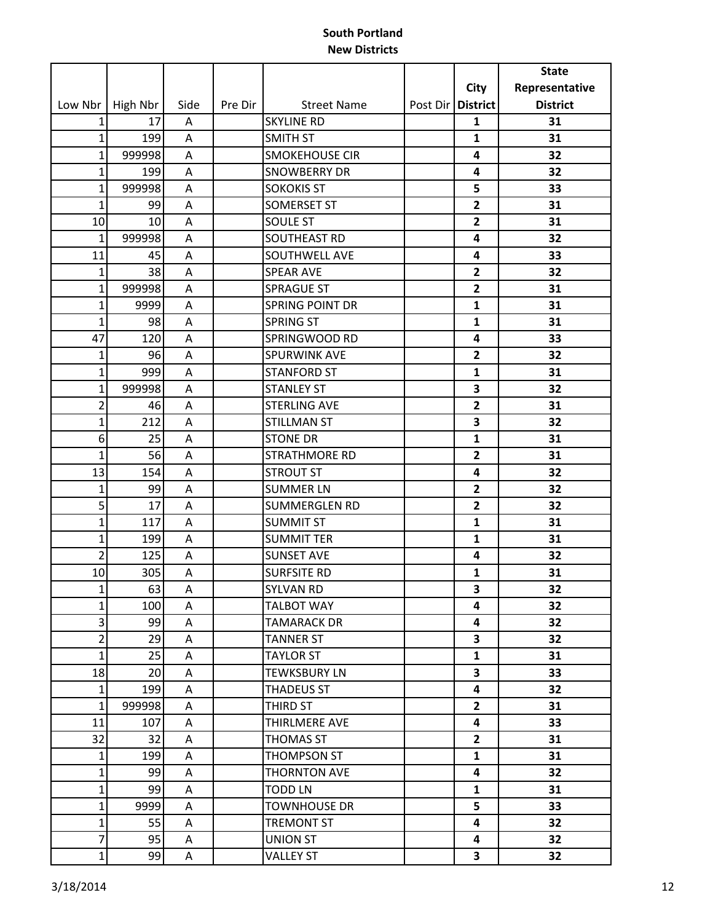**South Portland**
**New Districts**

| Low Nbr | High Nbr | Side | Pre Dir | Street Name | Post Dir | City District | State Representative District |
|---|---|---|---|---|---|---|---|
| 1 | 17 | A | | SKYLINE RD | | 1 | 31 |
| 1 | 199 | A | | SMITH ST | | 1 | 31 |
| 1 | 999998 | A | | SMOKEHOUSE CIR | | 4 | 32 |
| 1 | 199 | A | | SNOWBERRY DR | | 4 | 32 |
| 1 | 999998 | A | | SOKOKIS ST | | 5 | 33 |
| 1 | 99 | A | | SOMERSET ST | | 2 | 31 |
| 10 | 10 | A | | SOULE ST | | 2 | 31 |
| 1 | 999998 | A | | SOUTHEAST RD | | 4 | 32 |
| 11 | 45 | A | | SOUTHWELL AVE | | 4 | 33 |
| 1 | 38 | A | | SPEAR AVE | | 2 | 32 |
| 1 | 999998 | A | | SPRAGUE ST | | 2 | 31 |
| 1 | 9999 | A | | SPRING POINT DR | | 1 | 31 |
| 1 | 98 | A | | SPRING ST | | 1 | 31 |
| 47 | 120 | A | | SPRINGWOOD RD | | 4 | 33 |
| 1 | 96 | A | | SPURWINK AVE | | 2 | 32 |
| 1 | 999 | A | | STANFORD ST | | 1 | 31 |
| 1 | 999998 | A | | STANLEY ST | | 3 | 32 |
| 2 | 46 | A | | STERLING AVE | | 2 | 31 |
| 1 | 212 | A | | STILLMAN ST | | 3 | 32 |
| 6 | 25 | A | | STONE DR | | 1 | 31 |
| 1 | 56 | A | | STRATHMORE RD | | 2 | 31 |
| 13 | 154 | A | | STROUT ST | | 4 | 32 |
| 1 | 99 | A | | SUMMER LN | | 2 | 32 |
| 5 | 17 | A | | SUMMERGLEN RD | | 2 | 32 |
| 1 | 117 | A | | SUMMIT ST | | 1 | 31 |
| 1 | 199 | A | | SUMMIT TER | | 1 | 31 |
| 2 | 125 | A | | SUNSET AVE | | 4 | 32 |
| 10 | 305 | A | | SURFSITE RD | | 1 | 31 |
| 1 | 63 | A | | SYLVAN RD | | 3 | 32 |
| 1 | 100 | A | | TALBOT WAY | | 4 | 32 |
| 3 | 99 | A | | TAMARACK DR | | 4 | 32 |
| 2 | 29 | A | | TANNER ST | | 3 | 32 |
| 1 | 25 | A | | TAYLOR ST | | 1 | 31 |
| 18 | 20 | A | | TEWKSBURY LN | | 3 | 33 |
| 1 | 199 | A | | THADEUS ST | | 4 | 32 |
| 1 | 999998 | A | | THIRD ST | | 2 | 31 |
| 11 | 107 | A | | THIRLMERE AVE | | 4 | 33 |
| 32 | 32 | A | | THOMAS ST | | 2 | 31 |
| 1 | 199 | A | | THOMPSON ST | | 1 | 31 |
| 1 | 99 | A | | THORNTON AVE | | 4 | 32 |
| 1 | 99 | A | | TODD LN | | 1 | 31 |
| 1 | 9999 | A | | TOWNHOUSE DR | | 5 | 33 |
| 1 | 55 | A | | TREMONT ST | | 4 | 32 |
| 7 | 95 | A | | UNION ST | | 4 | 32 |
| 1 | 99 | A | | VALLEY ST | | 3 | 32 |

3/18/2014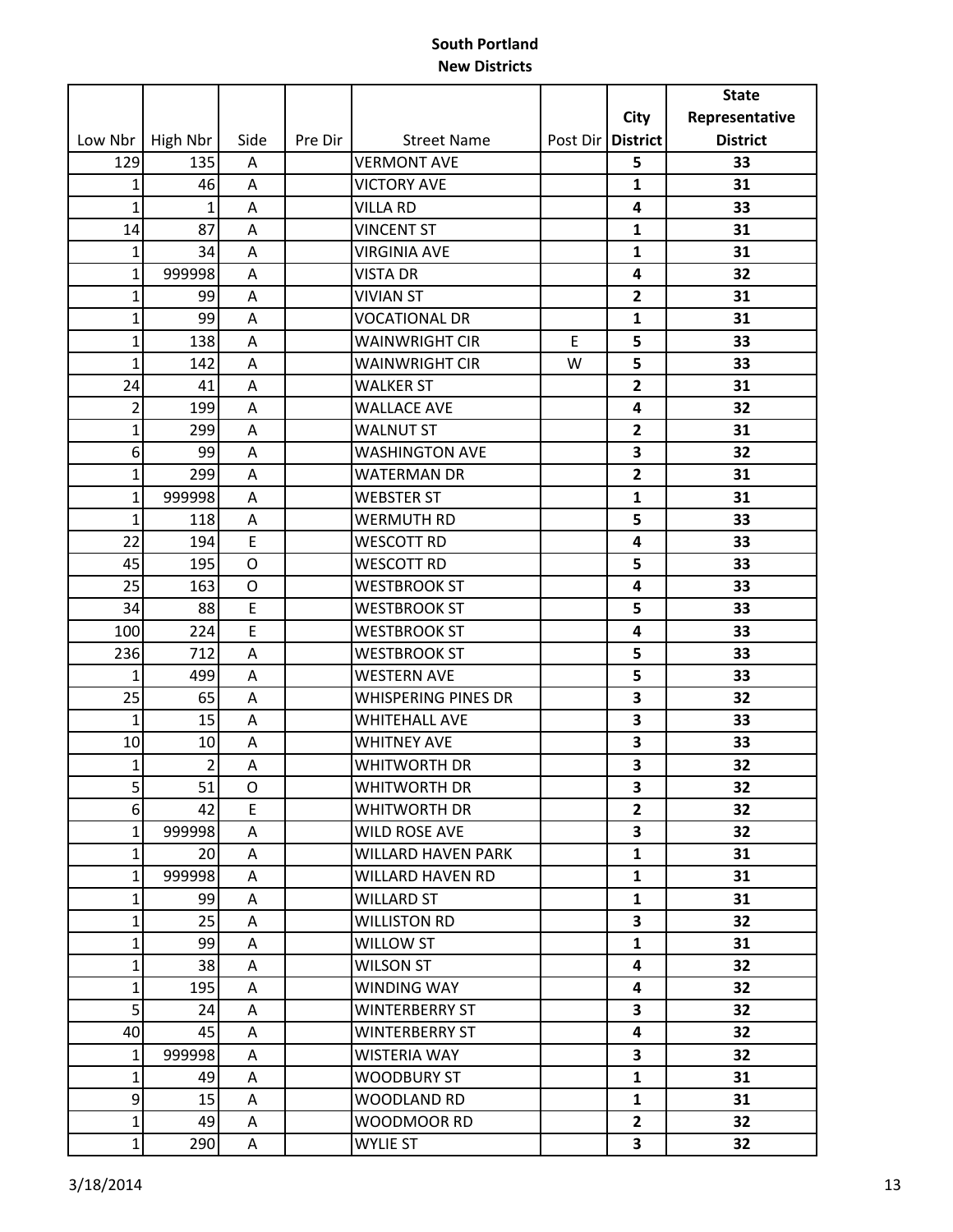# South Portland
## New Districts

| Low Nbr | High Nbr | Side | Pre Dir | Street Name | Post Dir | City District | State Representative District |
|---|---|---|---|---|---|---|---|
| 129 | 135 | A | | VERMONT AVE | | **5** | **33** |
| 1 | 46 | A | | VICTORY AVE | | **1** | **31** |
| 1 | 1 | A | | VILLA RD | | **4** | **33** |
| 14 | 87 | A | | VINCENT ST | | **1** | **31** |
| 1 | 34 | A | | VIRGINIA AVE | | **1** | **31** |
| 1 | 999998 | A | | VISTA DR | | **4** | **32** |
| 1 | 99 | A | | VIVIAN ST | | **2** | **31** |
| 1 | 99 | A | | VOCATIONAL DR | | **1** | **31** |
| 1 | 138 | A | | WAINWRIGHT CIR | E | **5** | **33** |
| 1 | 142 | A | | WAINWRIGHT CIR | W | **5** | **33** |
| 24 | 41 | A | | WALKER ST | | **2** | **31** |
| 2 | 199 | A | | WALLACE AVE | | **4** | **32** |
| 1 | 299 | A | | WALNUT ST | | **2** | **31** |
| 6 | 99 | A | | WASHINGTON AVE | | **3** | **32** |
| 1 | 299 | A | | WATERMAN DR | | **2** | **31** |
| 1 | 999998 | A | | WEBSTER ST | | **1** | **31** |
| 1 | 118 | A | | WERMUTH RD | | **5** | **33** |
| 22 | 194 | E | | WESCOTT RD | | **4** | **33** |
| 45 | 195 | O | | WESCOTT RD | | **5** | **33** |
| 25 | 163 | O | | WESTBROOK ST | | **4** | **33** |
| 34 | 88 | E | | WESTBROOK ST | | **5** | **33** |
| 100 | 224 | E | | WESTBROOK ST | | **4** | **33** |
| 236 | 712 | A | | WESTBROOK ST | | **5** | **33** |
| 1 | 499 | A | | WESTERN AVE | | **5** | **33** |
| 25 | 65 | A | | WHISPERING PINES DR | | **3** | **32** |
| 1 | 15 | A | | WHITEHALL AVE | | **3** | **33** |
| 10 | 10 | A | | WHITNEY AVE | | **3** | **33** |
| 1 | 2 | A | | WHITWORTH DR | | **3** | **32** |
| 5 | 51 | O | | WHITWORTH DR | | **3** | **32** |
| 6 | 42 | E | | WHITWORTH DR | | **2** | **32** |
| 1 | 999998 | A | | WILD ROSE AVE | | **3** | **32** |
| 1 | 20 | A | | WILLARD HAVEN PARK | | **1** | **31** |
| 1 | 999998 | A | | WILLARD HAVEN RD | | **1** | **31** |
| 1 | 99 | A | | WILLARD ST | | **1** | **31** |
| 1 | 25 | A | | WILLISTON RD | | **3** | **32** |
| 1 | 99 | A | | WILLOW ST | | **1** | **31** |
| 1 | 38 | A | | WILSON ST | | **4** | **32** |
| 1 | 195 | A | | WINDING WAY | | **4** | **32** |
| 5 | 24 | A | | WINTERBERRY ST | | **3** | **32** |
| 40 | 45 | A | | WINTERBERRY ST | | **4** | **32** |
| 1 | 999998 | A | | WISTERIA WAY | | **3** | **32** |
| 1 | 49 | A | | WOODBURY ST | | **1** | **31** |
| 9 | 15 | A | | WOODLAND RD | | **1** | **31** |
| 1 | 49 | A | | WOODMOOR RD | | **2** | **32** |
| 1 | 290 | A | | WYLIE ST | | **3** | **32** |

3/18/2014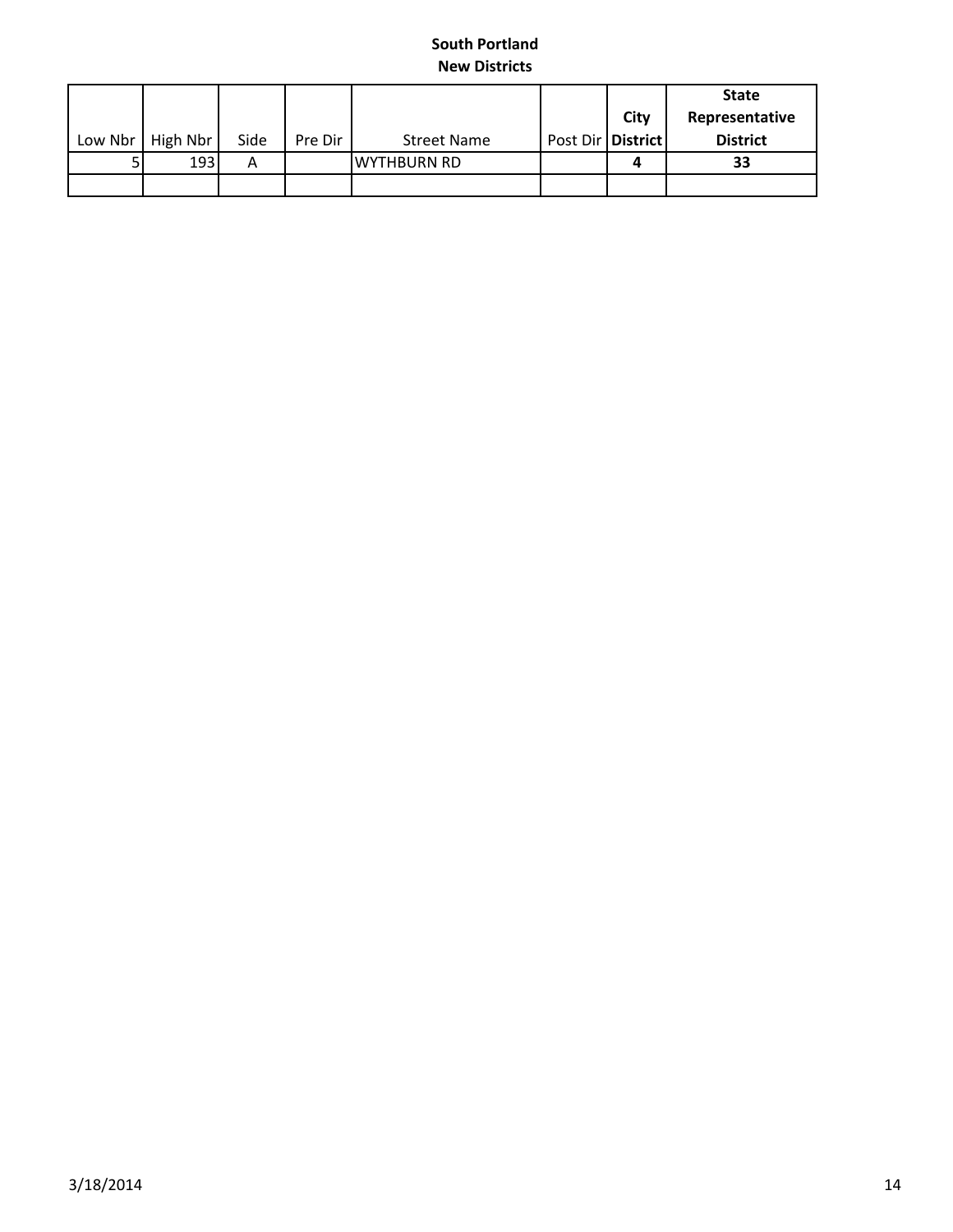**South Portland**
**New Districts**

| Low Nbr | High Nbr | Side | Pre Dir | Street Name | Post Dir | City District | State Representative District |
|---|---|---|---|---|---|---|---|
| 5 | 193 | A | | WYTHBURN RD | | **4** | **33** |
| | | | | | | | |